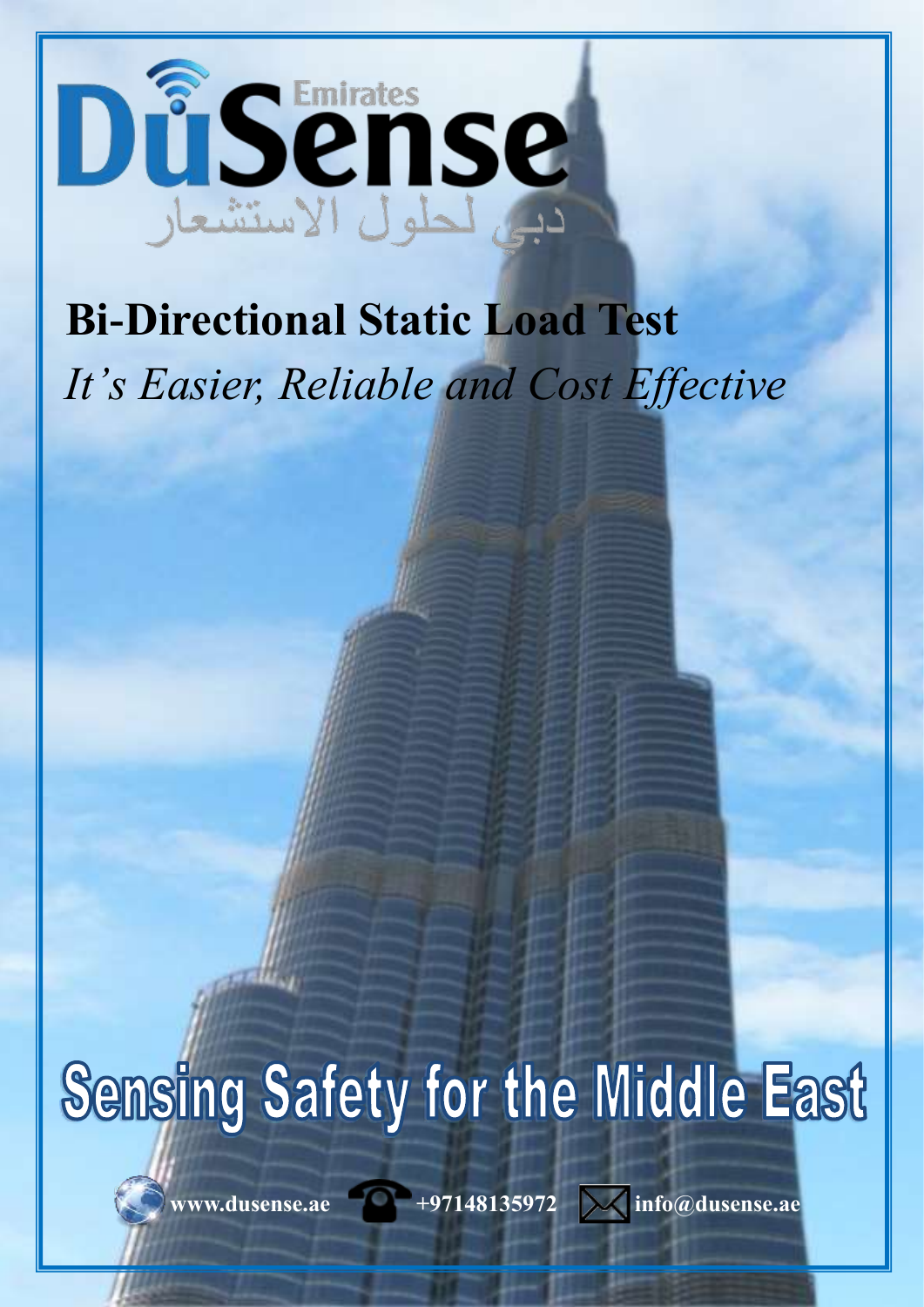# DuSense Emirates

دبي لحلول الاستشعار

## Bi-Directional Static Load Test

*It's Easier, Reliable and Cost Effective*

**Sensing Safety for the Middle East**

**www.dusense.ae** **+97148135972** **info@dusense.ae**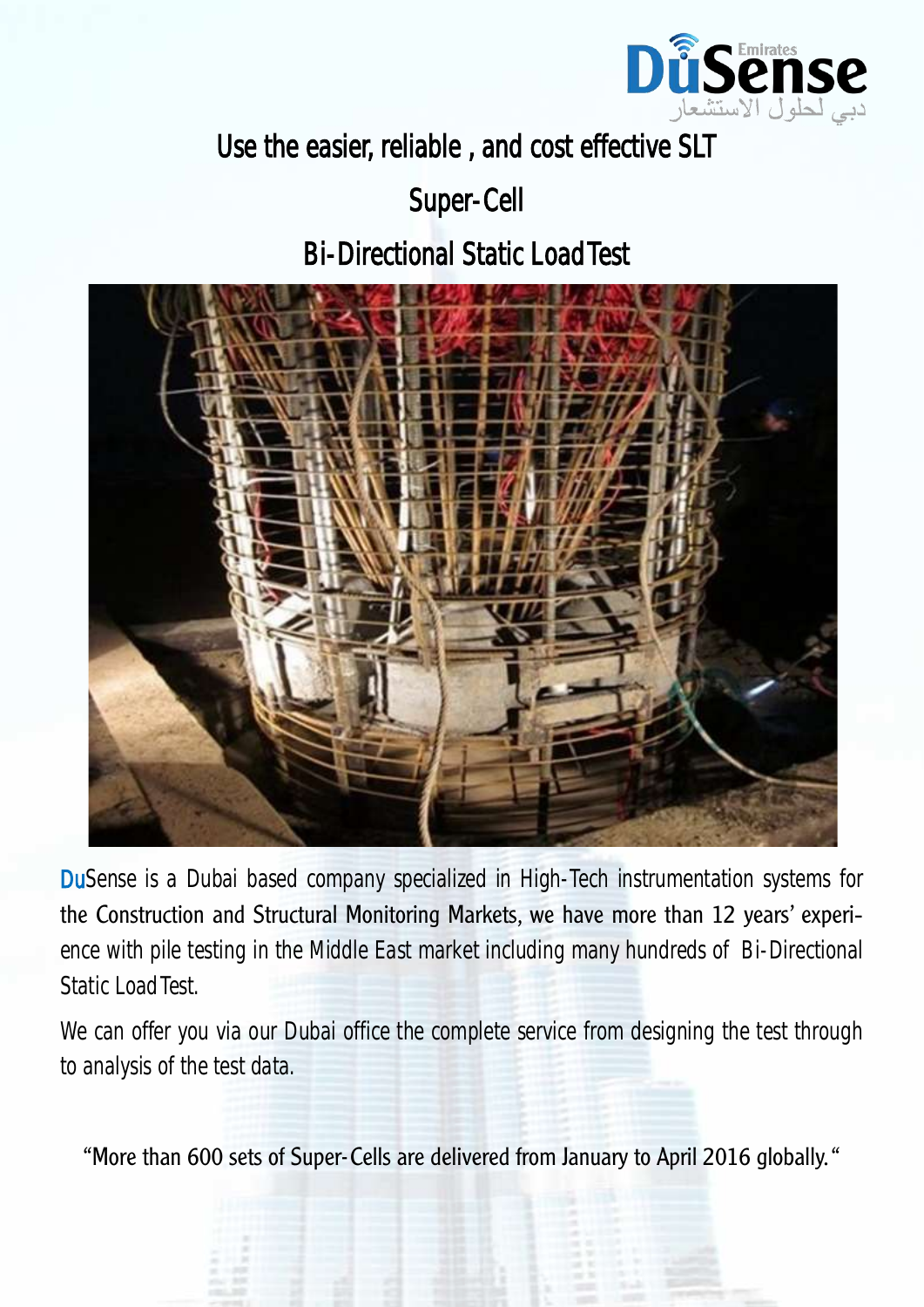DuSense Emirates

دبي لحلول الاستشعار

# Use the easier, reliable , and cost effective SLT

# Super-Cell

# Bi-Directional Static Load Test

DuSense is a Dubai based company specialized in High-Tech instrumentation systems for the Construction and Structural Monitoring Markets, we have more than 12 years' experience with pile testing in the Middle East market including many hundreds of Bi-Directional Static Load Test.

We can offer you via our Dubai office the complete service from designing the test through to analysis of the test data.

"More than 600 sets of Super-Cells are delivered from January to April 2016 globally."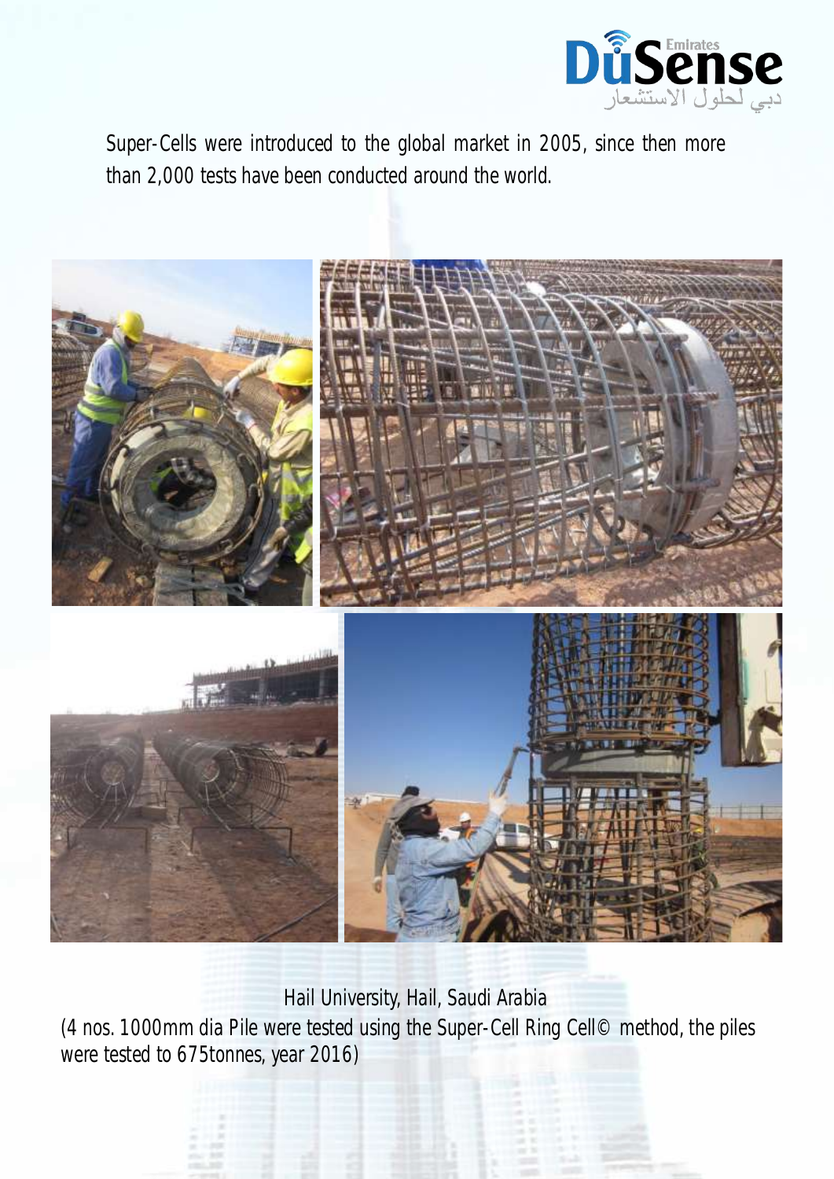Super-Cells were introduced to the global market in 2005, since then more than 2,000 tests have been conducted around the world.

Hail University, Hail, Saudi Arabia

(4 nos. 1000mm dia Pile were tested using the Super-Cell Ring Cell© method, the piles were tested to 675tonnes, year 2016)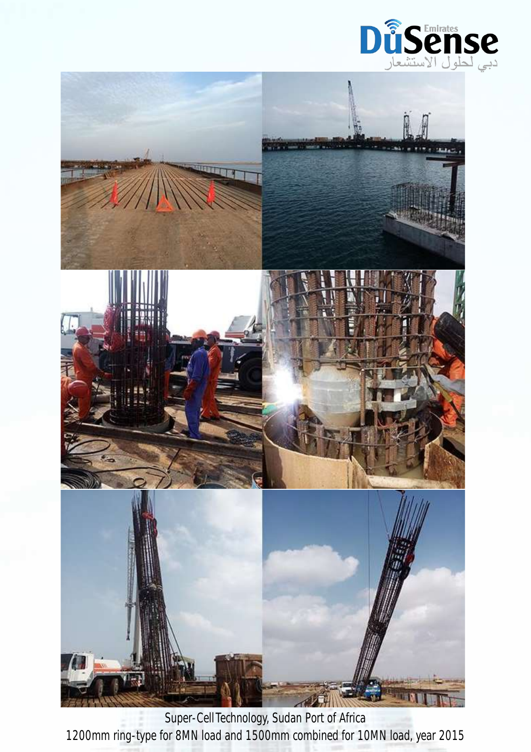Super-Cell Technology, Sudan Port of Africa
1200mm ring-type for 8MN load and 1500mm combined for 10MN load, year 2015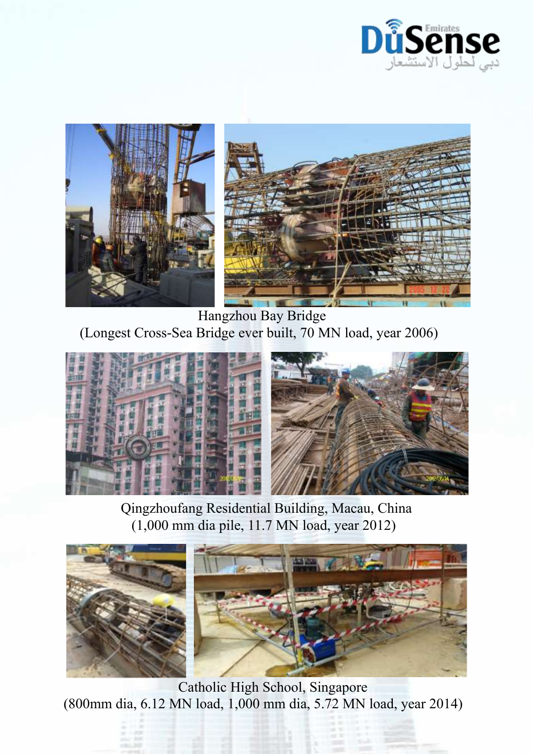Hangzhou Bay Bridge
(Longest Cross-Sea Bridge ever built, 70 MN load, year 2006)

Qingzhoufang Residential Building, Macau, China
(1,000 mm dia pile, 11.7 MN load, year 2012)

Catholic High School, Singapore
(800mm dia, 6.12 MN load, 1,000 mm dia, 5.72 MN load, year 2014)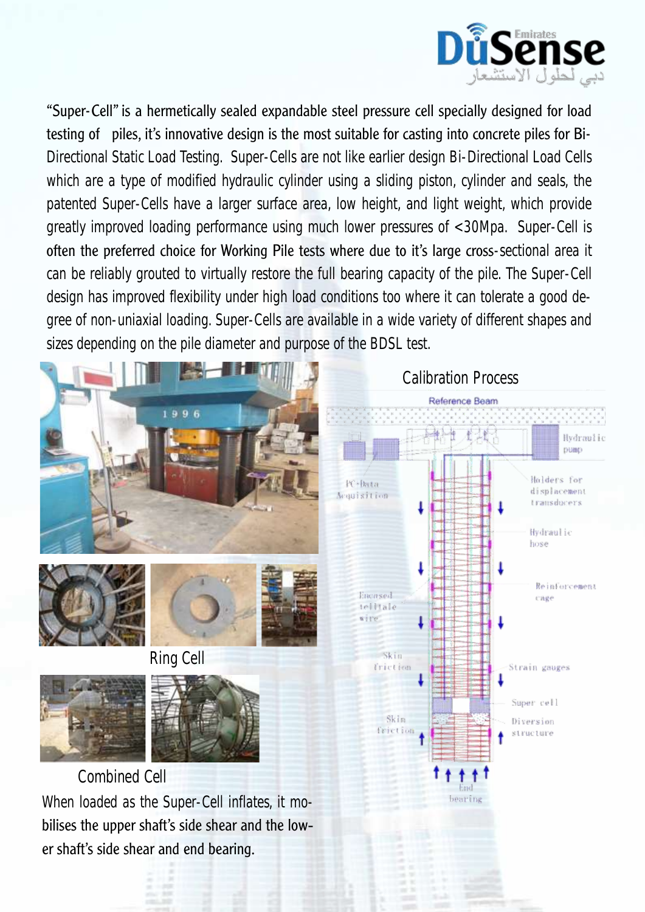"Super-Cell" is a hermetically sealed expandable steel pressure cell specially designed for load testing of piles, it's innovative design is the most suitable for casting into concrete piles for Bi-Directional Static Load Testing. Super-Cells are not like earlier design Bi-Directional Load Cells which are a type of modified hydraulic cylinder using a sliding piston, cylinder and seals, the patented Super-Cells have a larger surface area, low height, and light weight, which provide greatly improved loading performance using much lower pressures of <30Mpa. Super-Cell is often the preferred choice for Working Pile tests where due to it's large cross-sectional area it can be reliably grouted to virtually restore the full bearing capacity of the pile. The Super-Cell design has improved flexibility under high load conditions too where it can tolerate a good degree of non-uniaxial loading. Super-Cells are available in a wide variety of different shapes and sizes depending on the pile diameter and purpose of the BDSL test.

## Calibration Process

Reference Beam

Hydraulic pump

PC-Data Acquisition

Holders for displacement transducers

Hydraulic hose

Encased telltale wire

Reinforcement cage

Skin friction

Strain gauges

Super cell

Skin friction

Diversion structure

End bearing

Ring Cell

Combined Cell

When loaded as the Super-Cell inflates, it mobilises the upper shaft's side shear and the lower shaft's side shear and end bearing.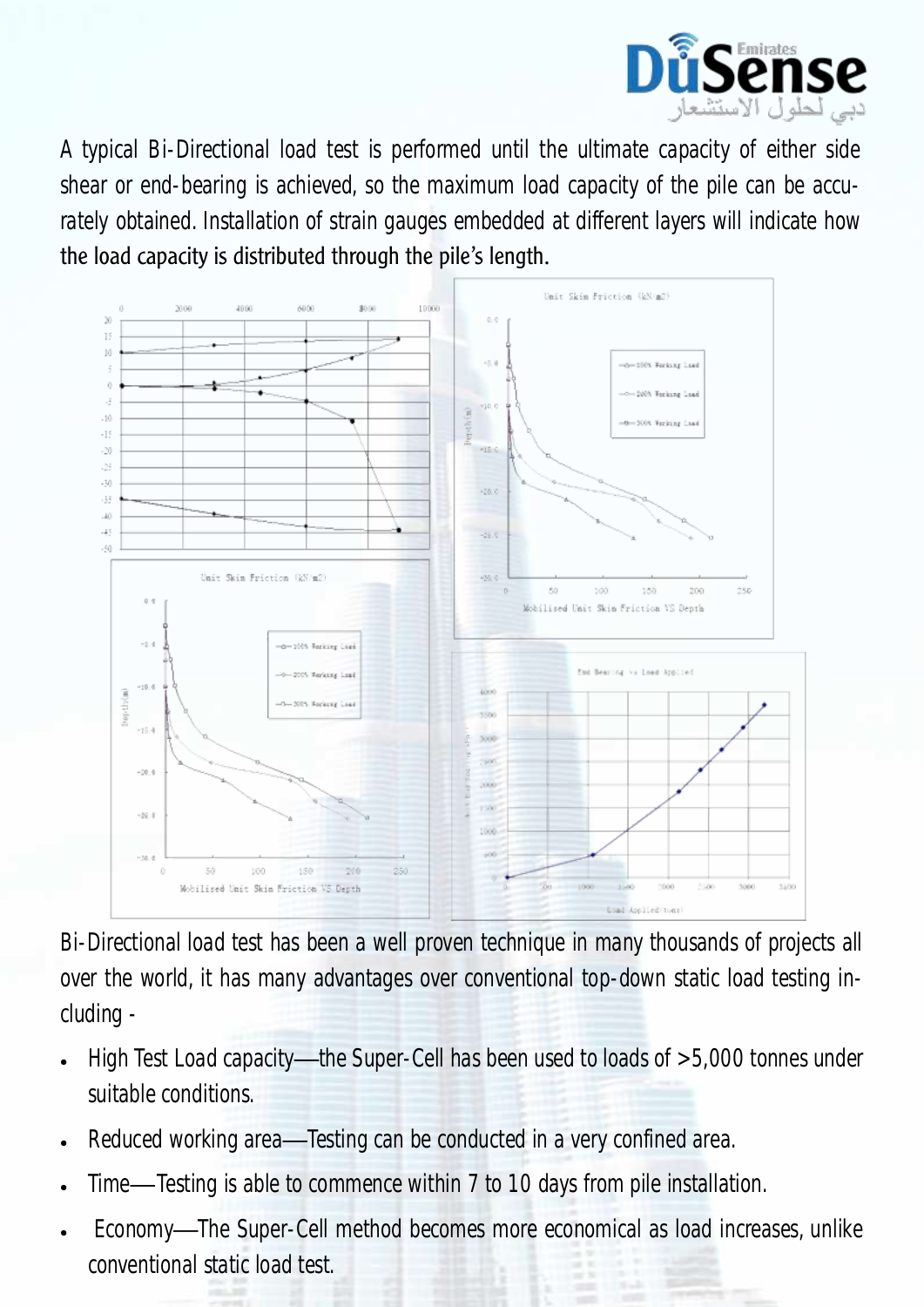A typical Bi-Directional load test is performed until the ultimate capacity of either side shear or end-bearing is achieved, so the maximum load capacity of the pile can be accurately obtained. Installation of strain gauges embedded at different layers will indicate how the load capacity is distributed through the pile's length.

Bi-Directional load test has been a well proven technique in many thousands of projects all over the world, it has many advantages over conventional top-down static load testing including -

- High Test Load capacity—the Super-Cell has been used to loads of >5,000 tonnes under suitable conditions.
- Reduced working area—Testing can be conducted in a very confined area.
- Time—Testing is able to commence within 7 to 10 days from pile installation.
- Economy—The Super-Cell method becomes more economical as load increases, unlike conventional static load test.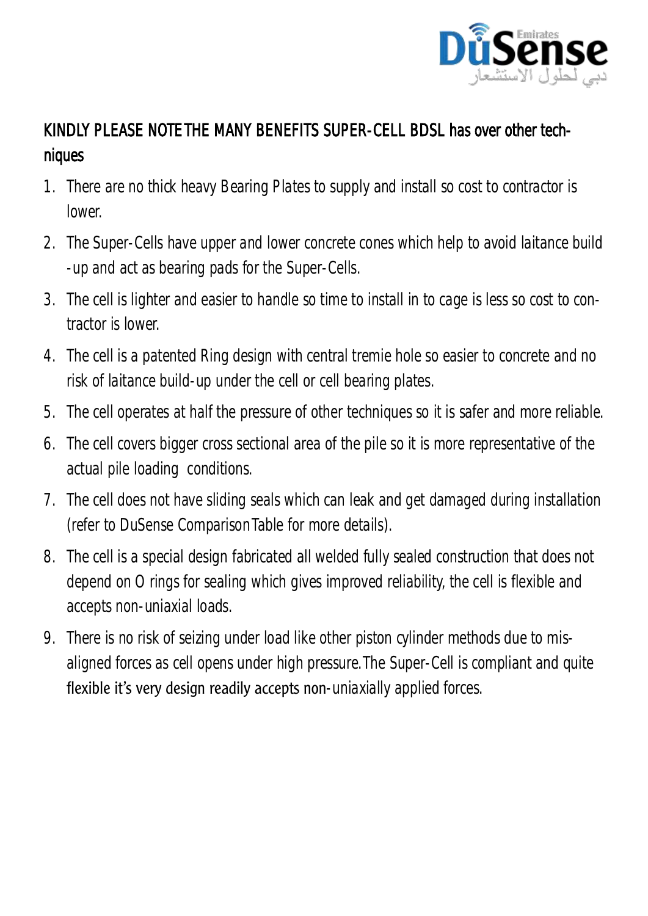KINDLY PLEASE NOTE THE MANY BENEFITS SUPER-CELL BDSL has over other techniques

1. There are no thick heavy Bearing Plates to supply and install so cost to contractor is lower.
2. The Super-Cells have upper and lower concrete cones which help to avoid laitance build-up and act as bearing pads for the Super-Cells.
3. The cell is lighter and easier to handle so time to install in to cage is less so cost to contractor is lower.
4. The cell is a patented Ring design with central tremie hole so easier to concrete and no risk of laitance build-up under the cell or cell bearing plates.
5. The cell operates at half the pressure of other techniques so it is safer and more reliable.
6. The cell covers bigger cross sectional area of the pile so it is more representative of the actual pile loading conditions.
7. The cell does not have sliding seals which can leak and get damaged during installation (refer to DuSense Comparison Table for more details).
8. The cell is a special design fabricated all welded fully sealed construction that does not depend on O rings for sealing which gives improved reliability, the cell is flexible and accepts non-uniaxial loads.
9. There is no risk of seizing under load like other piston cylinder methods due to misaligned forces as cell opens under high pressure. The Super-Cell is compliant and quite flexible it's very design readily accepts non-uniaxially applied forces.